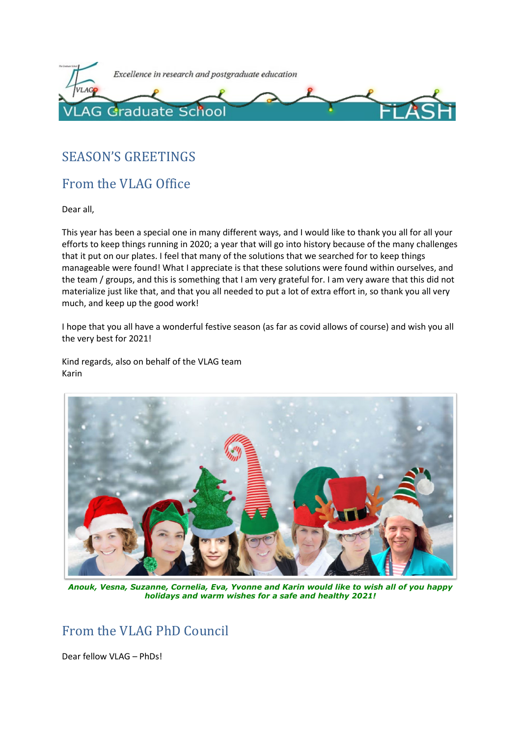Excellence in research and postgraduate education

VLAG Graduate School FLASH

## SEASON'S GREETINGS

## From the VLAG Office

Dear all,

This year has been a special one in many different ways, and I would like to thank you all for all your efforts to keep things running in 2020; a year that will go into history because of the many challenges that it put on our plates. I feel that many of the solutions that we searched for to keep things manageable were found! What I appreciate is that these solutions were found within ourselves, and the team / groups, and this is something that I am very grateful for. I am very aware that this did not materialize just like that, and that you all needed to put a lot of extra effort in, so thank you all very much, and keep up the good work!

I hope that you all have a wonderful festive season (as far as covid allows of course) and wish you all the very best for 2021!

Kind regards, also on behalf of the VLAG team
Karin

***Anouk, Vesna, Suzanne, Cornelia, Eva, Yvonne and Karin would like to wish all of you happy holidays and warm wishes for a safe and healthy 2021!***

## From the VLAG PhD Council

Dear fellow VLAG – PhDs!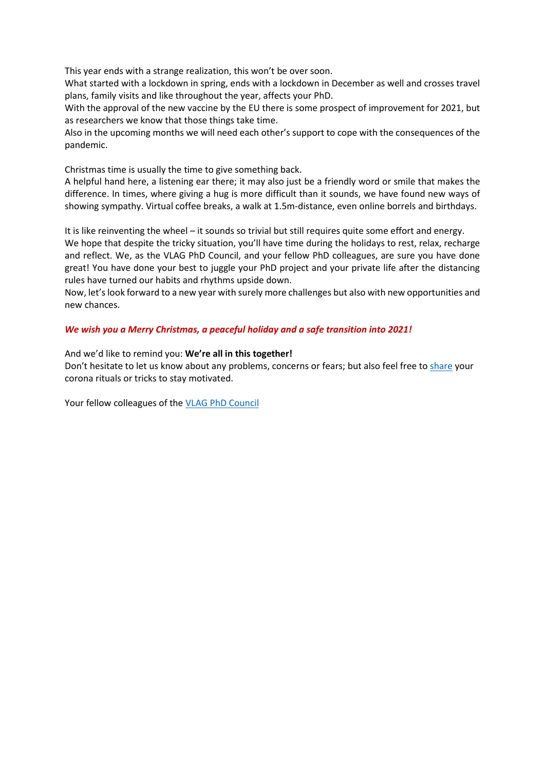This year ends with a strange realization, this won't be over soon.
What started with a lockdown in spring, ends with a lockdown in December as well and crosses travel plans, family visits and like throughout the year, affects your PhD.
With the approval of the new vaccine by the EU there is some prospect of improvement for 2021, but as researchers we know that those things take time.
Also in the upcoming months we will need each other's support to cope with the consequences of the pandemic.

Christmas time is usually the time to give something back.
A helpful hand here, a listening ear there; it may also just be a friendly word or smile that makes the difference. In times, where giving a hug is more difficult than it sounds, we have found new ways of showing sympathy. Virtual coffee breaks, a walk at 1.5m-distance, even online borrels and birthdays.

It is like reinventing the wheel – it sounds so trivial but still requires quite some effort and energy.
We hope that despite the tricky situation, you'll have time during the holidays to rest, relax, recharge and reflect. We, as the VLAG PhD Council, and your fellow PhD colleagues, are sure you have done great! You have done your best to juggle your PhD project and your private life after the distancing rules have turned our habits and rhythms upside down.
Now, let's look forward to a new year with surely more challenges but also with new opportunities and new chances.

***We wish you a Merry Christmas, a peaceful holiday and a safe transition into 2021!***

And we'd like to remind you: **We're all in this together!**
Don't hesitate to let us know about any problems, concerns or fears; but also feel free to share your corona rituals or tricks to stay motivated.

Your fellow colleagues of the VLAG PhD Council